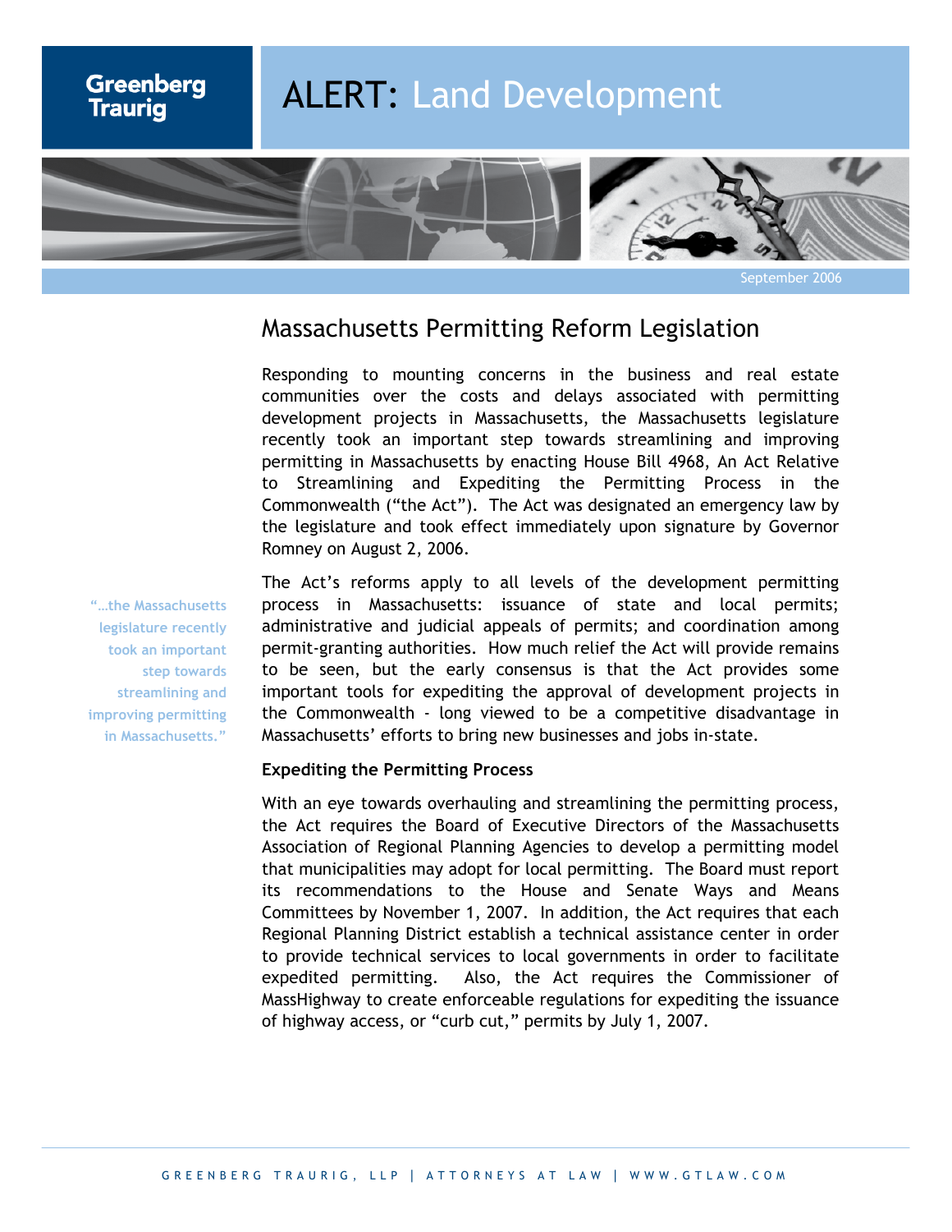# ALERT: Land Development

September 2006

## Massachusetts Permitting Reform Legislation

Responding to mounting concerns in the business and real estate communities over the costs and delays associated with permitting development projects in Massachusetts, the Massachusetts legislature recently took an important step towards streamlining and improving permitting in Massachusetts by enacting House Bill 4968, An Act Relative to Streamlining and Expediting the Permitting Process in the Commonwealth ("the Act"). The Act was designated an emergency law by the legislature and took effect immediately upon signature by Governor Romney on August 2, 2006.

The Act's reforms apply to all levels of the development permitting process in Massachusetts: issuance of state and local permits; administrative and judicial appeals of permits; and coordination among permit-granting authorities. How much relief the Act will provide remains to be seen, but the early consensus is that the Act provides some important tools for expediting the approval of development projects in the Commonwealth - long viewed to be a competitive disadvantage in Massachusetts' efforts to bring new businesses and jobs in-state.

> "…the Massachusetts legislature recently took an important step towards streamlining and improving permitting in Massachusetts."

**Expediting the Permitting Process**

With an eye towards overhauling and streamlining the permitting process, the Act requires the Board of Executive Directors of the Massachusetts Association of Regional Planning Agencies to develop a permitting model that municipalities may adopt for local permitting. The Board must report its recommendations to the House and Senate Ways and Means Committees by November 1, 2007. In addition, the Act requires that each Regional Planning District establish a technical assistance center in order to provide technical services to local governments in order to facilitate expedited permitting. Also, the Act requires the Commissioner of MassHighway to create enforceable regulations for expediting the issuance of highway access, or "curb cut," permits by July 1, 2007.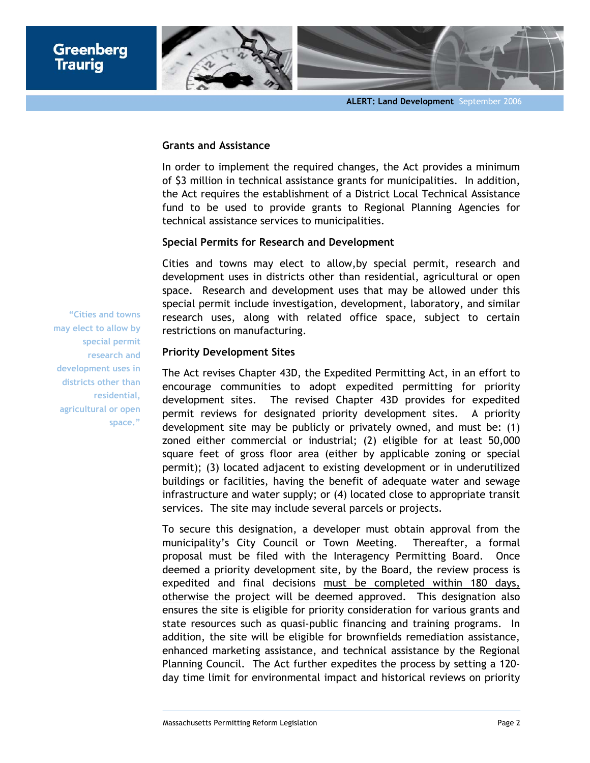## Grants and Assistance

In order to implement the required changes, the Act provides a minimum of $3 million in technical assistance grants for municipalities. In addition, the Act requires the establishment of a District Local Technical Assistance fund to be used to provide grants to Regional Planning Agencies for technical assistance services to municipalities.

## Special Permits for Research and Development

Cities and towns may elect to allow,by special permit, research and development uses in districts other than residential, agricultural or open space. Research and development uses that may be allowed under this special permit include investigation, development, laboratory, and similar research uses, along with related office space, subject to certain restrictions on manufacturing.

> "Cities and towns may elect to allow by special permit research and development uses in districts other than residential, agricultural or open space."

## Priority Development Sites

The Act revises Chapter 43D, the Expedited Permitting Act, in an effort to encourage communities to adopt expedited permitting for priority development sites. The revised Chapter 43D provides for expedited permit reviews for designated priority development sites. A priority development site may be publicly or privately owned, and must be: (1) zoned either commercial or industrial; (2) eligible for at least 50,000 square feet of gross floor area (either by applicable zoning or special permit); (3) located adjacent to existing development or in underutilized buildings or facilities, having the benefit of adequate water and sewage infrastructure and water supply; or (4) located close to appropriate transit services. The site may include several parcels or projects.

To secure this designation, a developer must obtain approval from the municipality's City Council or Town Meeting. Thereafter, a formal proposal must be filed with the Interagency Permitting Board. Once deemed a priority development site, by the Board, the review process is expedited and final decisions <u>must be completed within 180 days, otherwise the project will be deemed approved</u>. This designation also ensures the site is eligible for priority consideration for various grants and state resources such as quasi-public financing and training programs. In addition, the site will be eligible for brownfields remediation assistance, enhanced marketing assistance, and technical assistance by the Regional Planning Council. The Act further expedites the process by setting a 120-day time limit for environmental impact and historical reviews on priority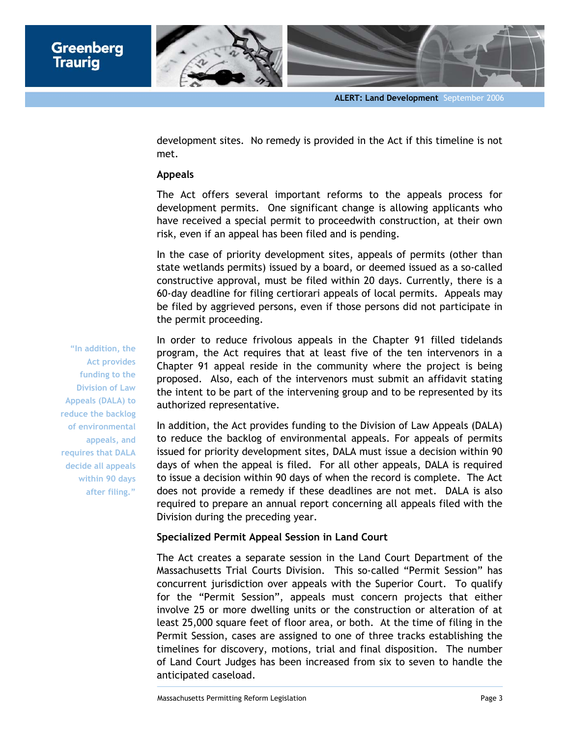development sites. No remedy is provided in the Act if this timeline is not met.

**Appeals**

The Act offers several important reforms to the appeals process for development permits. One significant change is allowing applicants who have received a special permit to proceedwith construction, at their own risk, even if an appeal has been filed and is pending.

In the case of priority development sites, appeals of permits (other than state wetlands permits) issued by a board, or deemed issued as a so-called constructive approval, must be filed within 20 days. Currently, there is a 60-day deadline for filing certiorari appeals of local permits. Appeals may be filed by aggrieved persons, even if those persons did not participate in the permit proceeding.

In order to reduce frivolous appeals in the Chapter 91 filled tidelands program, the Act requires that at least five of the ten intervenors in a Chapter 91 appeal reside in the community where the project is being proposed. Also, each of the intervenors must submit an affidavit stating the intent to be part of the intervening group and to be represented by its authorized representative.

> "In addition, the Act provides funding to the Division of Law Appeals (DALA) to reduce the backlog of environmental appeals, and requires that DALA decide all appeals within 90 days after filing."

In addition, the Act provides funding to the Division of Law Appeals (DALA) to reduce the backlog of environmental appeals. For appeals of permits issued for priority development sites, DALA must issue a decision within 90 days of when the appeal is filed. For all other appeals, DALA is required to issue a decision within 90 days of when the record is complete. The Act does not provide a remedy if these deadlines are not met. DALA is also required to prepare an annual report concerning all appeals filed with the Division during the preceding year.

**Specialized Permit Appeal Session in Land Court**

The Act creates a separate session in the Land Court Department of the Massachusetts Trial Courts Division. This so-called "Permit Session" has concurrent jurisdiction over appeals with the Superior Court. To qualify for the "Permit Session", appeals must concern projects that either involve 25 or more dwelling units or the construction or alteration of at least 25,000 square feet of floor area, or both. At the time of filing in the Permit Session, cases are assigned to one of three tracks establishing the timelines for discovery, motions, trial and final disposition. The number of Land Court Judges has been increased from six to seven to handle the anticipated caseload.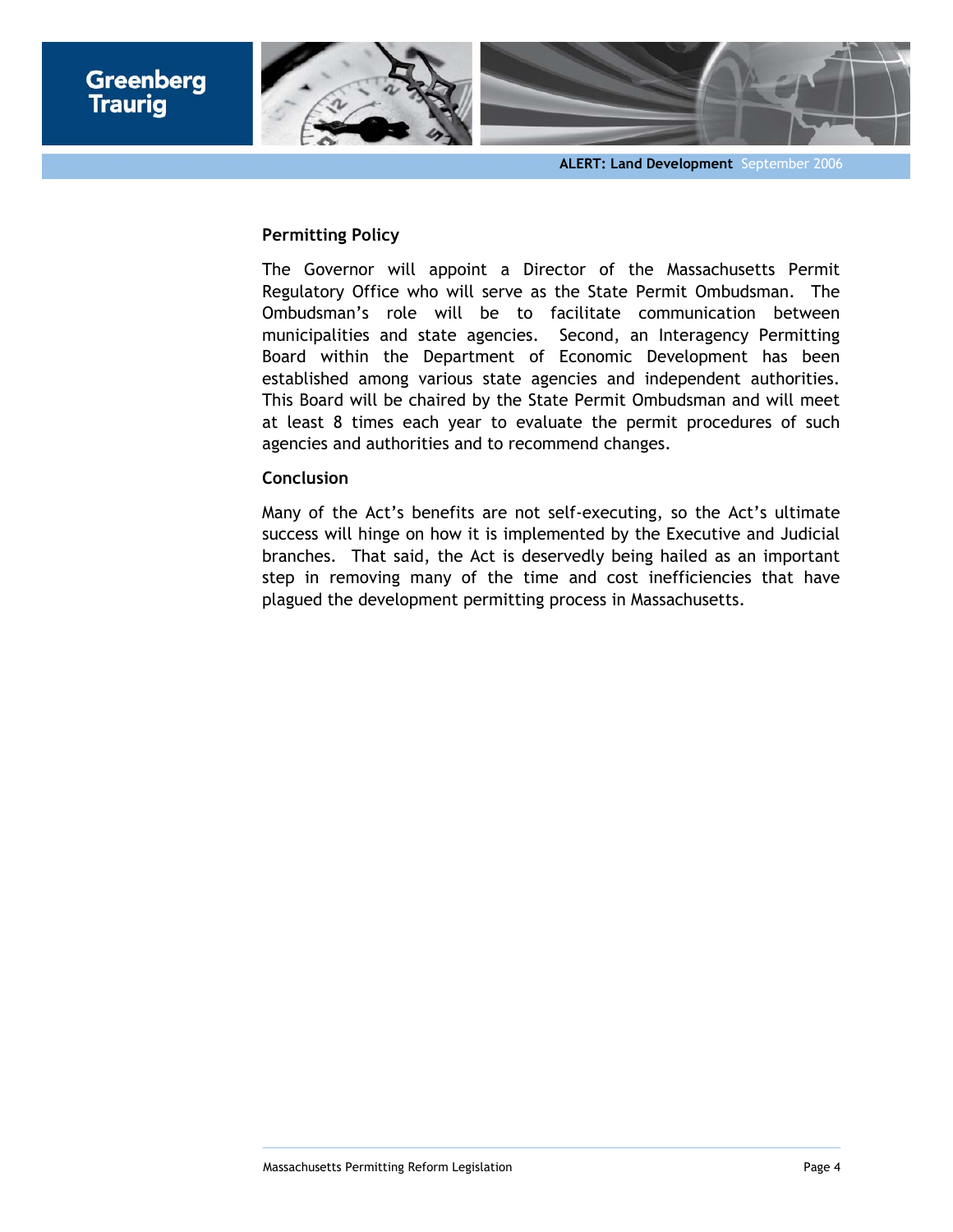**Permitting Policy**

The Governor will appoint a Director of the Massachusetts Permit Regulatory Office who will serve as the State Permit Ombudsman. The Ombudsman's role will be to facilitate communication between municipalities and state agencies. Second, an Interagency Permitting Board within the Department of Economic Development has been established among various state agencies and independent authorities. This Board will be chaired by the State Permit Ombudsman and will meet at least 8 times each year to evaluate the permit procedures of such agencies and authorities and to recommend changes.

**Conclusion**

Many of the Act's benefits are not self-executing, so the Act's ultimate success will hinge on how it is implemented by the Executive and Judicial branches. That said, the Act is deservedly being hailed as an important step in removing many of the time and cost inefficiencies that have plagued the development permitting process in Massachusetts.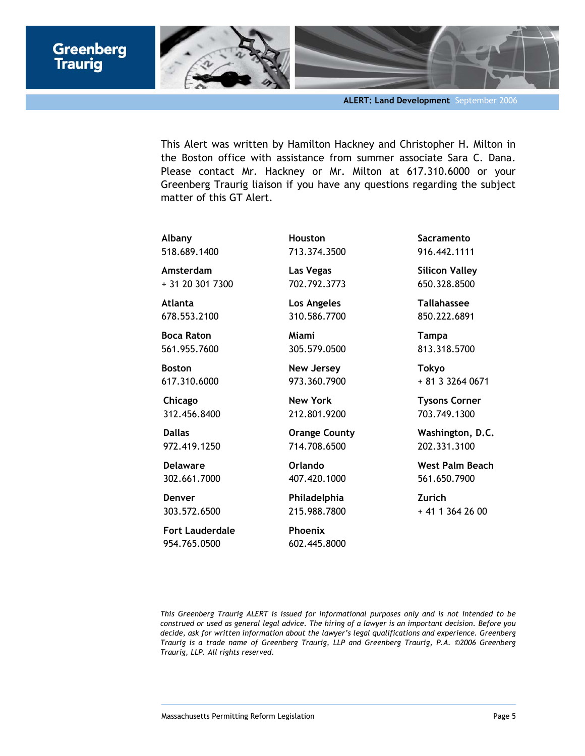This Alert was written by Hamilton Hackney and Christopher H. Milton in the Boston office with assistance from summer associate Sara C. Dana. Please contact Mr. Hackney or Mr. Milton at 617.310.6000 or your Greenberg Traurig liaison if you have any questions regarding the subject matter of this GT Alert.

**Albany**
518.689.1400

**Amsterdam**
+ 31 20 301 7300

**Atlanta**
678.553.2100

**Boca Raton**
561.955.7600

**Boston**
617.310.6000

**Chicago**
312.456.8400

**Dallas**
972.419.1250

**Delaware**
302.661.7000

**Denver**
303.572.6500

**Fort Lauderdale**
954.765.0500

**Houston**
713.374.3500

**Las Vegas**
702.792.3773

**Los Angeles**
310.586.7700

**Miami**
305.579.0500

**New Jersey**
973.360.7900

**New York**
212.801.9200

**Orange County**
714.708.6500

**Orlando**
407.420.1000

**Philadelphia**
215.988.7800

**Phoenix**
602.445.8000

**Sacramento**
916.442.1111

**Silicon Valley**
650.328.8500

**Tallahassee**
850.222.6891

**Tampa**
813.318.5700

**Tokyo**
+ 81 3 3264 0671

**Tysons Corner**
703.749.1300

**Washington, D.C.**
202.331.3100

**West Palm Beach**
561.650.7900

**Zurich**
+ 41 1 364 26 00

*This Greenberg Traurig ALERT is issued for informational purposes only and is not intended to be construed or used as general legal advice. The hiring of a lawyer is an important decision. Before you decide, ask for written information about the lawyer's legal qualifications and experience. Greenberg Traurig is a trade name of Greenberg Traurig, LLP and Greenberg Traurig, P.A. ©2006 Greenberg Traurig, LLP. All rights reserved.*